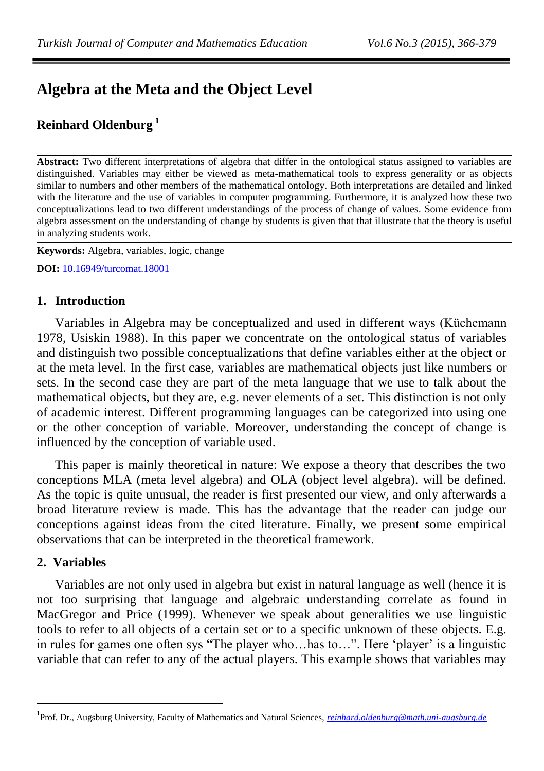# Algebra at the Meta and the Object Level

**Reinhard Oldenburg** [1]

**Abstract:** Two different interpretations of algebra that differ in the ontological status assigned to variables are distinguished. Variables may either be viewed as meta-mathematical tools to express generality or as objects similar to numbers and other members of the mathematical ontology. Both interpretations are detailed and linked with the literature and the use of variables in computer programming. Furthermore, it is analyzed how these two conceptualizations lead to two different understandings of the process of change of values. Some evidence from algebra assessment on the understanding of change by students is given that that illustrate that the theory is useful in analyzing students work.

**Keywords:** Algebra, variables, logic, change

**DOI:** 10.16949/turcomat.18001

## 1. Introduction

Variables in Algebra may be conceptualized and used in different ways (Küchemann 1978, Usiskin 1988). In this paper we concentrate on the ontological status of variables and distinguish two possible conceptualizations that define variables either at the object or at the meta level. In the first case, variables are mathematical objects just like numbers or sets. In the second case they are part of the meta language that we use to talk about the mathematical objects, but they are, e.g. never elements of a set. This distinction is not only of academic interest. Different programming languages can be categorized into using one or the other conception of variable. Moreover, understanding the concept of change is influenced by the conception of variable used.

This paper is mainly theoretical in nature: We expose a theory that describes the two conceptions MLA (meta level algebra) and OLA (object level algebra). will be defined. As the topic is quite unusual, the reader is first presented our view, and only afterwards a broad literature review is made. This has the advantage that the reader can judge our conceptions against ideas from the cited literature. Finally, we present some empirical observations that can be interpreted in the theoretical framework.

## 2. Variables

Variables are not only used in algebra but exist in natural language as well (hence it is not too surprising that language and algebraic understanding correlate as found in MacGregor and Price (1999). Whenever we speak about generalities we use linguistic tools to refer to all objects of a certain set or to a specific unknown of these objects. E.g. in rules for games one often sys "The player who…has to…". Here 'player' is a linguistic variable that can refer to any of the actual players. This example shows that variables may

---

[1] Prof. Dr., Augsburg University, Faculty of Mathematics and Natural Sciences, reinhard.oldenburg@math.uni-augsburg.de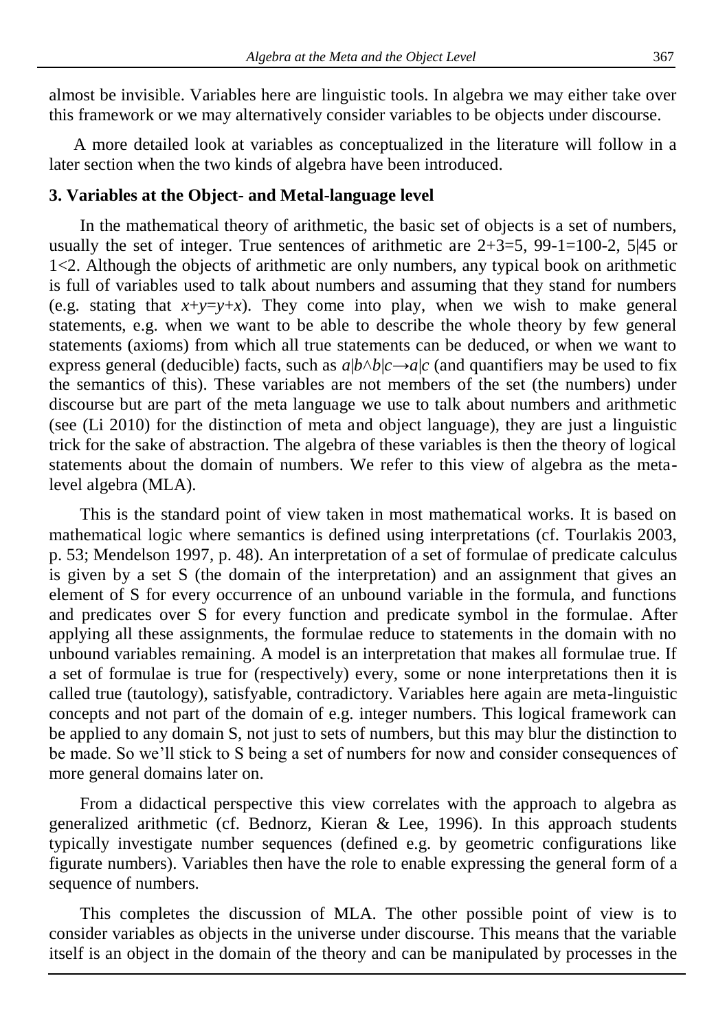almost be invisible. Variables here are linguistic tools. In algebra we may either take over this framework or we may alternatively consider variables to be objects under discourse.

A more detailed look at variables as conceptualized in the literature will follow in a later section when the two kinds of algebra have been introduced.

### 3. Variables at the Object- and Metal-language level

In the mathematical theory of arithmetic, the basic set of objects is a set of numbers, usually the set of integer. True sentences of arithmetic are $2+3=5$, $99-1=100-2$, $5|45$ or $1<2$. Although the objects of arithmetic are only numbers, any typical book on arithmetic is full of variables used to talk about numbers and assuming that they stand for numbers (e.g. stating that $x+y=y+x$). They come into play, when we wish to make general statements, e.g. when we want to be able to describe the whole theory by few general statements (axioms) from which all true statements can be deduced, or when we want to express general (deducible) facts, such as $a|b \wedge b|c \rightarrow a|c$ (and quantifiers may be used to fix the semantics of this). These variables are not members of the set (the numbers) under discourse but are part of the meta language we use to talk about numbers and arithmetic (see (Li 2010) for the distinction of meta and object language), they are just a linguistic trick for the sake of abstraction. The algebra of these variables is then the theory of logical statements about the domain of numbers. We refer to this view of algebra as the meta-level algebra (MLA).

This is the standard point of view taken in most mathematical works. It is based on mathematical logic where semantics is defined using interpretations (cf. Tourlakis 2003, p. 53; Mendelson 1997, p. 48). An interpretation of a set of formulae of predicate calculus is given by a set S (the domain of the interpretation) and an assignment that gives an element of S for every occurrence of an unbound variable in the formula, and functions and predicates over S for every function and predicate symbol in the formulae. After applying all these assignments, the formulae reduce to statements in the domain with no unbound variables remaining. A model is an interpretation that makes all formulae true. If a set of formulae is true for (respectively) every, some or none interpretations then it is called true (tautology), satisfyable, contradictory. Variables here again are meta-linguistic concepts and not part of the domain of e.g. integer numbers. This logical framework can be applied to any domain S, not just to sets of numbers, but this may blur the distinction to be made. So we'll stick to S being a set of numbers for now and consider consequences of more general domains later on.

From a didactical perspective this view correlates with the approach to algebra as generalized arithmetic (cf. Bednorz, Kieran & Lee, 1996). In this approach students typically investigate number sequences (defined e.g. by geometric configurations like figurate numbers). Variables then have the role to enable expressing the general form of a sequence of numbers.

This completes the discussion of MLA. The other possible point of view is to consider variables as objects in the universe under discourse. This means that the variable itself is an object in the domain of the theory and can be manipulated by processes in the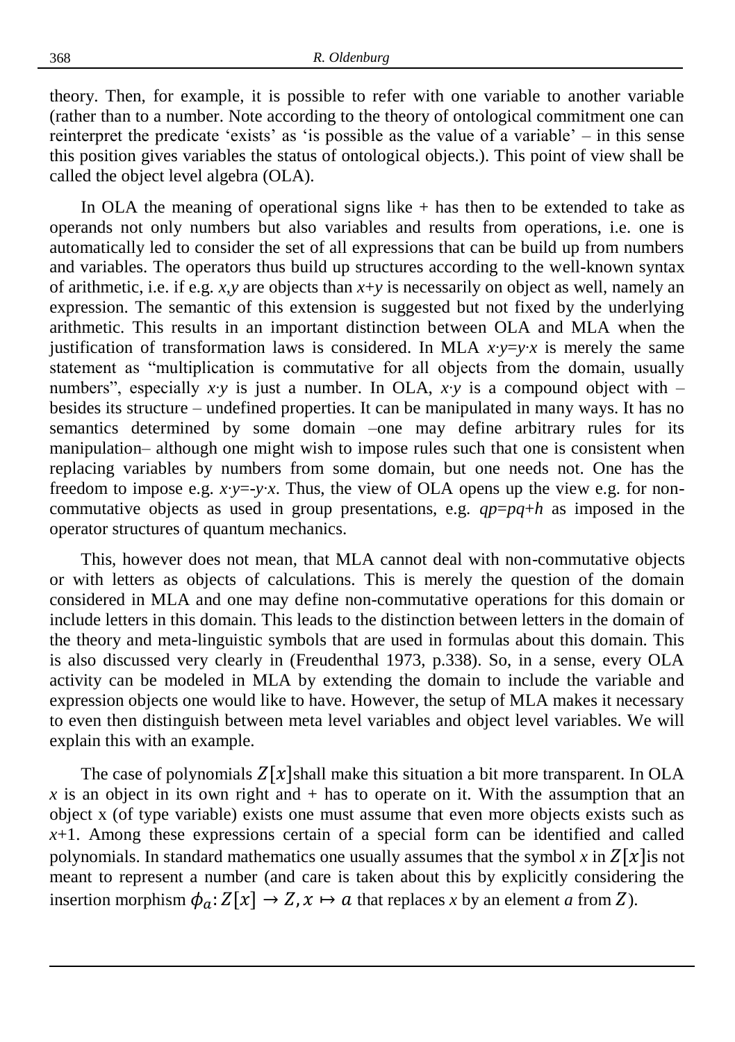theory. Then, for example, it is possible to refer with one variable to another variable (rather than to a number. Note according to the theory of ontological commitment one can reinterpret the predicate 'exists' as 'is possible as the value of a variable' – in this sense this position gives variables the status of ontological objects.). This point of view shall be called the object level algebra (OLA).

In OLA the meaning of operational signs like + has then to be extended to take as operands not only numbers but also variables and results from operations, i.e. one is automatically led to consider the set of all expressions that can be build up from numbers and variables. The operators thus build up structures according to the well-known syntax of arithmetic, i.e. if e.g. $x$,$y$ are objects than $x$+$y$ is necessarily on object as well, namely an expression. The semantic of this extension is suggested but not fixed by the underlying arithmetic. This results in an important distinction between OLA and MLA when the justification of transformation laws is considered. In MLA $x{\cdot}y$=$y{\cdot}x$ is merely the same statement as "multiplication is commutative for all objects from the domain, usually numbers", especially $x{\cdot}y$ is just a number. In OLA, $x{\cdot}y$ is a compound object with – besides its structure – undefined properties. It can be manipulated in many ways. It has no semantics determined by some domain –one may define arbitrary rules for its manipulation– although one might wish to impose rules such that one is consistent when replacing variables by numbers from some domain, but one needs not. One has the freedom to impose e.g. $x{\cdot}y$=-$y{\cdot}x$. Thus, the view of OLA opens up the view e.g. for non-commutative objects as used in group presentations, e.g. $qp$=$pq$+$h$ as imposed in the operator structures of quantum mechanics.

This, however does not mean, that MLA cannot deal with non-commutative objects or with letters as objects of calculations. This is merely the question of the domain considered in MLA and one may define non-commutative operations for this domain or include letters in this domain. This leads to the distinction between letters in the domain of the theory and meta-linguistic symbols that are used in formulas about this domain. This is also discussed very clearly in (Freudenthal 1973, p.338). So, in a sense, every OLA activity can be modeled in MLA by extending the domain to include the variable and expression objects one would like to have. However, the setup of MLA makes it necessary to even then distinguish between meta level variables and object level variables. We will explain this with an example.

The case of polynomials $Z[x]$shall make this situation a bit more transparent. In OLA $x$ is an object in its own right and + has to operate on it. With the assumption that an object x (of type variable) exists one must assume that even more objects exists such as $x$+1. Among these expressions certain of a special form can be identified and called polynomials. In standard mathematics one usually assumes that the symbol $x$ in $Z[x]$is not meant to represent a number (and care is taken about this by explicitly considering the insertion morphism $\phi_a\colon Z[x] \to Z, x \mapsto a$ that replaces $x$ by an element $a$ from $Z$).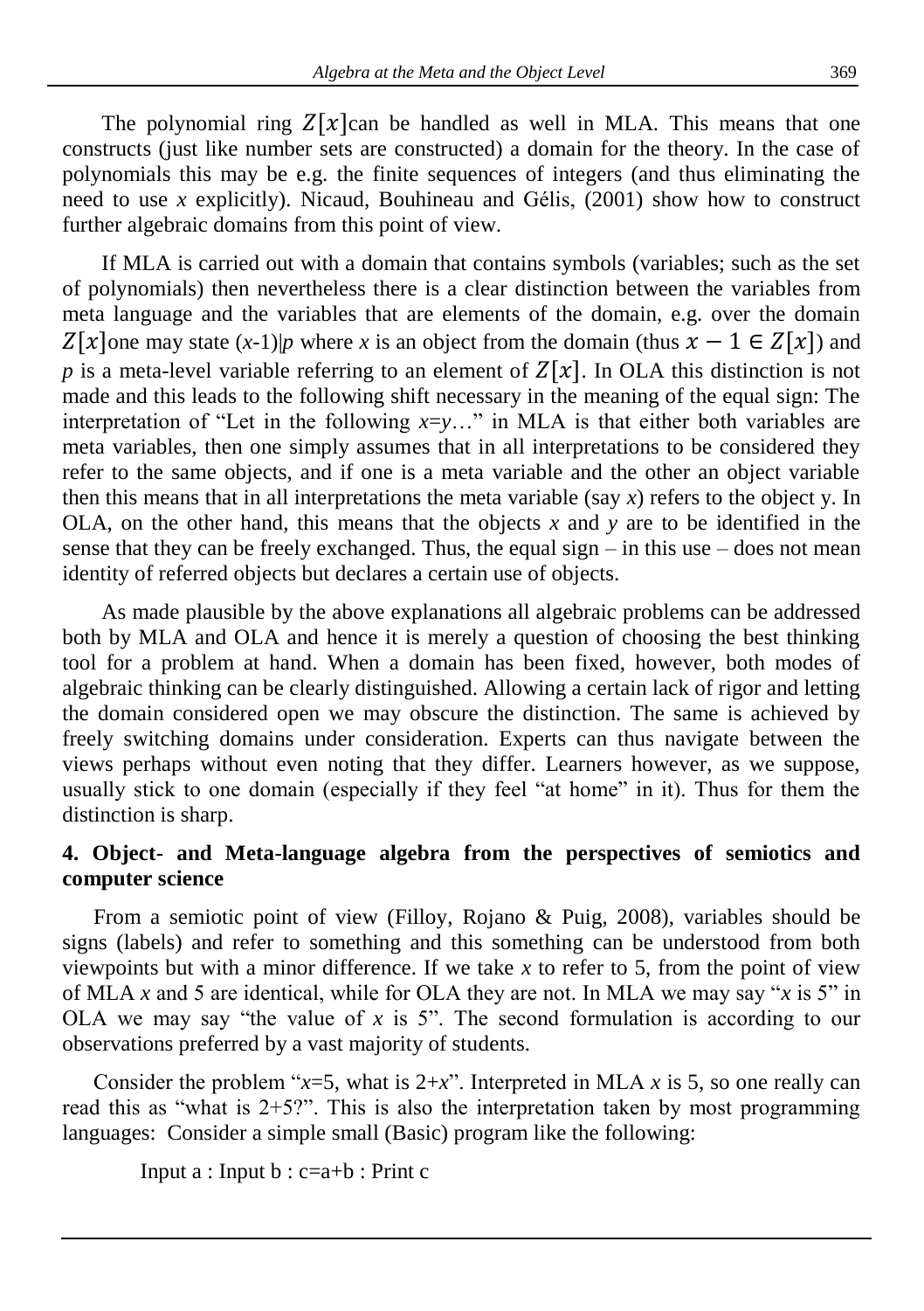The polynomial ring $Z[x]$can be handled as well in MLA. This means that one constructs (just like number sets are constructed) a domain for the theory. In the case of polynomials this may be e.g. the finite sequences of integers (and thus eliminating the need to use *x* explicitly). Nicaud, Bouhineau and Gélis, (2001) show how to construct further algebraic domains from this point of view.

If MLA is carried out with a domain that contains symbols (variables; such as the set of polynomials) then nevertheless there is a clear distinction between the variables from meta language and the variables that are elements of the domain, e.g. over the domain $Z[x]$one may state ($x$-1)|$p$ where $x$ is an object from the domain (thus $x - 1 \in Z[x]$) and $p$ is a meta-level variable referring to an element of $Z[x]$. In OLA this distinction is not made and this leads to the following shift necessary in the meaning of the equal sign: The interpretation of "Let in the following $x$=$y$…" in MLA is that either both variables are meta variables, then one simply assumes that in all interpretations to be considered they refer to the same objects, and if one is a meta variable and the other an object variable then this means that in all interpretations the meta variable (say $x$) refers to the object y. In OLA, on the other hand, this means that the objects $x$ and $y$ are to be identified in the sense that they can be freely exchanged. Thus, the equal sign – in this use – does not mean identity of referred objects but declares a certain use of objects.

As made plausible by the above explanations all algebraic problems can be addressed both by MLA and OLA and hence it is merely a question of choosing the best thinking tool for a problem at hand. When a domain has been fixed, however, both modes of algebraic thinking can be clearly distinguished. Allowing a certain lack of rigor and letting the domain considered open we may obscure the distinction. The same is achieved by freely switching domains under consideration. Experts can thus navigate between the views perhaps without even noting that they differ. Learners however, as we suppose, usually stick to one domain (especially if they feel "at home" in it). Thus for them the distinction is sharp.

## 4. Object- and Meta-language algebra from the perspectives of semiotics and computer science

From a semiotic point of view (Filloy, Rojano & Puig, 2008), variables should be signs (labels) and refer to something and this something can be understood from both viewpoints but with a minor difference. If we take $x$ to refer to 5, from the point of view of MLA $x$ and 5 are identical, while for OLA they are not. In MLA we may say "$x$ is 5" in OLA we may say "the value of $x$ is 5". The second formulation is according to our observations preferred by a vast majority of students.

Consider the problem "$x$=5, what is 2+$x$". Interpreted in MLA $x$ is 5, so one really can read this as "what is 2+5?". This is also the interpretation taken by most programming languages: Consider a simple small (Basic) program like the following:

```
Input a : Input b : c=a+b : Print c
```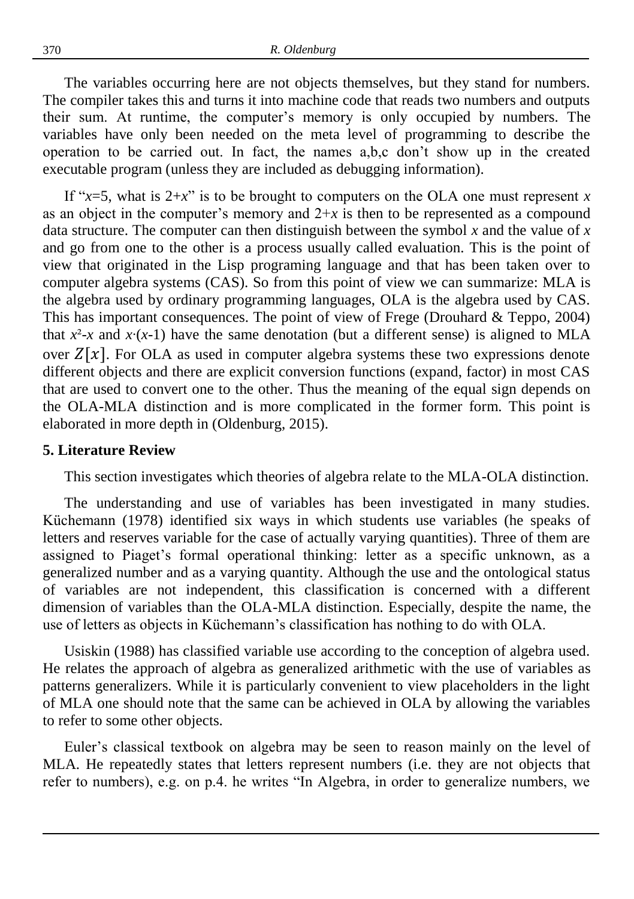The variables occurring here are not objects themselves, but they stand for numbers. The compiler takes this and turns it into machine code that reads two numbers and outputs their sum. At runtime, the computer's memory is only occupied by numbers. The variables have only been needed on the meta level of programming to describe the operation to be carried out. In fact, the names a,b,c don't show up in the created executable program (unless they are included as debugging information).

If "$x$=5, what is $2+x$" is to be brought to computers on the OLA one must represent $x$ as an object in the computer's memory and $2+x$ is then to be represented as a compound data structure. The computer can then distinguish between the symbol $x$ and the value of $x$ and go from one to the other is a process usually called evaluation. This is the point of view that originated in the Lisp programing language and that has been taken over to computer algebra systems (CAS). So from this point of view we can summarize: MLA is the algebra used by ordinary programming languages, OLA is the algebra used by CAS. This has important consequences. The point of view of Frege (Drouhard & Teppo, 2004) that $x^2$-$x$ and $x$·($x$-1) have the same denotation (but a different sense) is aligned to MLA over $Z[x]$. For OLA as used in computer algebra systems these two expressions denote different objects and there are explicit conversion functions (expand, factor) in most CAS that are used to convert one to the other. Thus the meaning of the equal sign depends on the OLA-MLA distinction and is more complicated in the former form. This point is elaborated in more depth in (Oldenburg, 2015).

## 5. Literature Review

This section investigates which theories of algebra relate to the MLA-OLA distinction.

The understanding and use of variables has been investigated in many studies. Küchemann (1978) identified six ways in which students use variables (he speaks of letters and reserves variable for the case of actually varying quantities). Three of them are assigned to Piaget's formal operational thinking: letter as a specific unknown, as a generalized number and as a varying quantity. Although the use and the ontological status of variables are not independent, this classification is concerned with a different dimension of variables than the OLA-MLA distinction. Especially, despite the name, the use of letters as objects in Küchemann's classification has nothing to do with OLA.

Usiskin (1988) has classified variable use according to the conception of algebra used. He relates the approach of algebra as generalized arithmetic with the use of variables as patterns generalizers. While it is particularly convenient to view placeholders in the light of MLA one should note that the same can be achieved in OLA by allowing the variables to refer to some other objects.

Euler's classical textbook on algebra may be seen to reason mainly on the level of MLA. He repeatedly states that letters represent numbers (i.e. they are not objects that refer to numbers), e.g. on p.4. he writes "In Algebra, in order to generalize numbers, we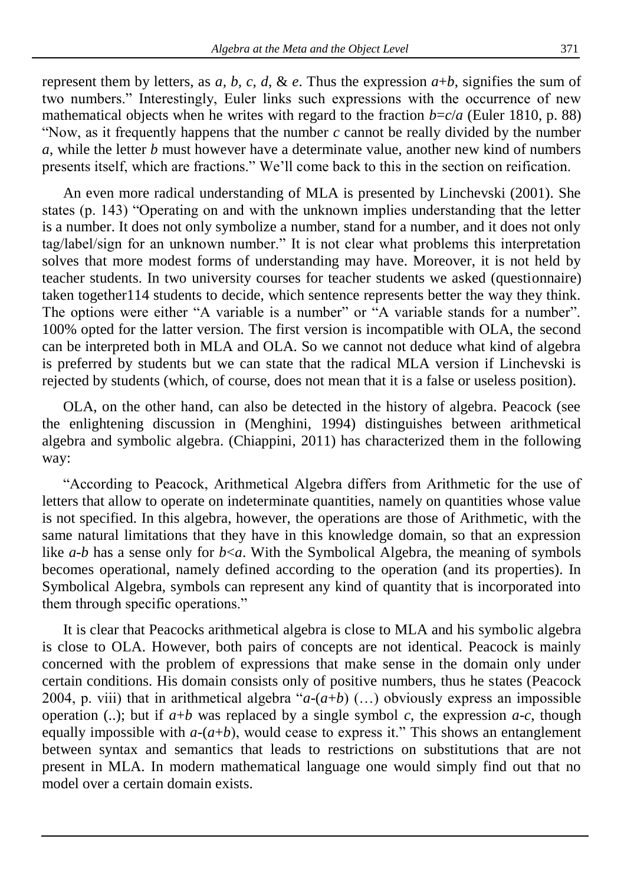represent them by letters, as $a$, $b$, $c$, $d$, & $e$. Thus the expression $a+b$, signifies the sum of two numbers." Interestingly, Euler links such expressions with the occurrence of new mathematical objects when he writes with regard to the fraction $b=c/a$ (Euler 1810, p. 88) "Now, as it frequently happens that the number $c$ cannot be really divided by the number $a$, while the letter $b$ must however have a determinate value, another new kind of numbers presents itself, which are fractions." We'll come back to this in the section on reification.

An even more radical understanding of MLA is presented by Linchevski (2001). She states (p. 143) "Operating on and with the unknown implies understanding that the letter is a number. It does not only symbolize a number, stand for a number, and it does not only tag/label/sign for an unknown number." It is not clear what problems this interpretation solves that more modest forms of understanding may have. Moreover, it is not held by teacher students. In two university courses for teacher students we asked (questionnaire) taken together114 students to decide, which sentence represents better the way they think. The options were either "A variable is a number" or "A variable stands for a number". 100% opted for the latter version. The first version is incompatible with OLA, the second can be interpreted both in MLA and OLA. So we cannot not deduce what kind of algebra is preferred by students but we can state that the radical MLA version if Linchevski is rejected by students (which, of course, does not mean that it is a false or useless position).

OLA, on the other hand, can also be detected in the history of algebra. Peacock (see the enlightening discussion in (Menghini, 1994) distinguishes between arithmetical algebra and symbolic algebra. (Chiappini, 2011) has characterized them in the following way:

"According to Peacock, Arithmetical Algebra differs from Arithmetic for the use of letters that allow to operate on indeterminate quantities, namely on quantities whose value is not specified. In this algebra, however, the operations are those of Arithmetic, with the same natural limitations that they have in this knowledge domain, so that an expression like $a$-$b$ has a sense only for $b<a$. With the Symbolical Algebra, the meaning of symbols becomes operational, namely defined according to the operation (and its properties). In Symbolical Algebra, symbols can represent any kind of quantity that is incorporated into them through specific operations."

It is clear that Peacocks arithmetical algebra is close to MLA and his symbolic algebra is close to OLA. However, both pairs of concepts are not identical. Peacock is mainly concerned with the problem of expressions that make sense in the domain only under certain conditions. His domain consists only of positive numbers, thus he states (Peacock 2004, p. viii) that in arithmetical algebra "$a$-($a$+$b$) (…) obviously express an impossible operation (..); but if $a$+$b$ was replaced by a single symbol $c$, the expression $a$-$c$, though equally impossible with $a$-($a$+$b$), would cease to express it." This shows an entanglement between syntax and semantics that leads to restrictions on substitutions that are not present in MLA. In modern mathematical language one would simply find out that no model over a certain domain exists.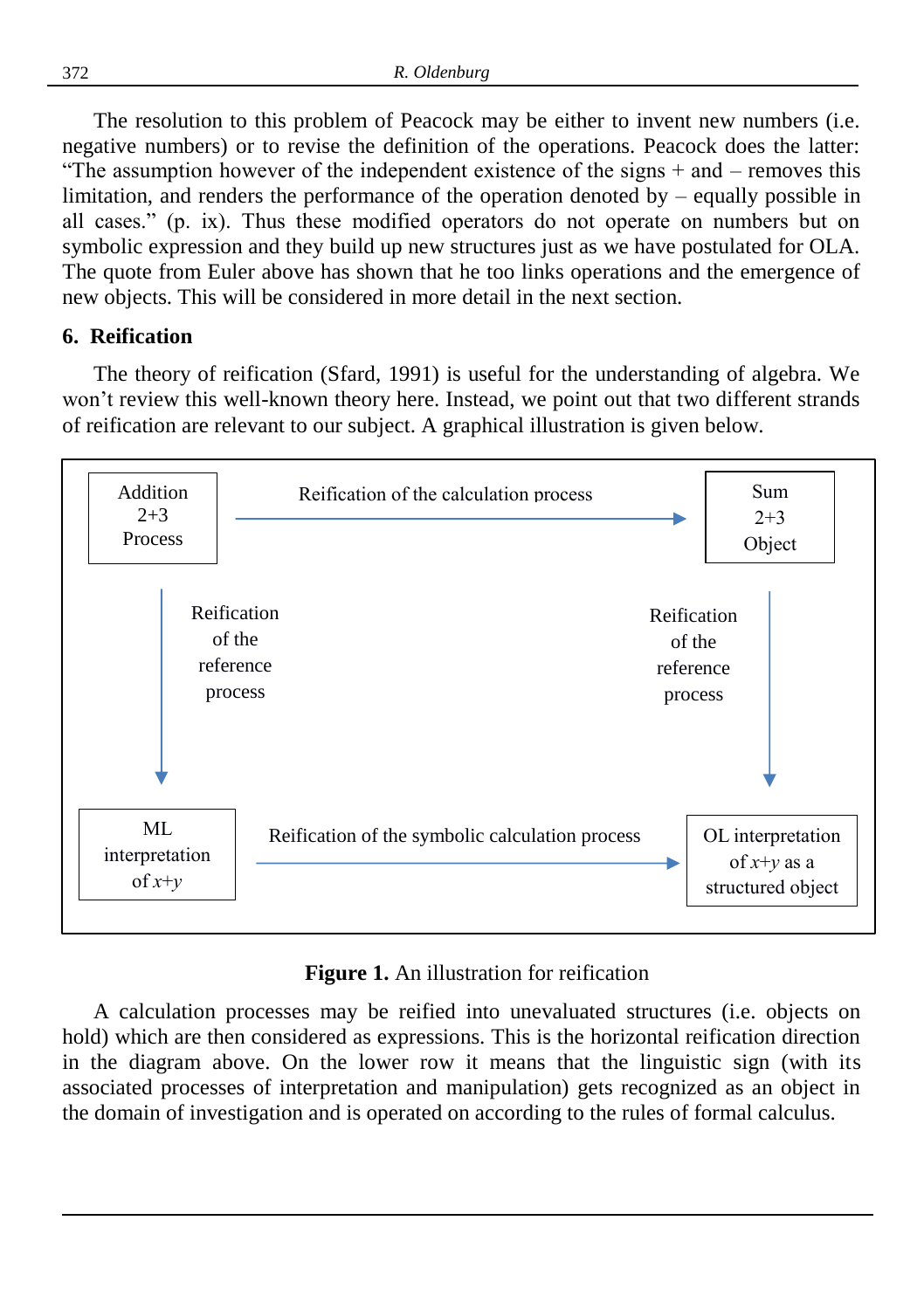The resolution to this problem of Peacock may be either to invent new numbers (i.e. negative numbers) or to revise the definition of the operations. Peacock does the latter: "The assumption however of the independent existence of the signs + and – removes this limitation, and renders the performance of the operation denoted by – equally possible in all cases." (p. ix). Thus these modified operators do not operate on numbers but on symbolic expression and they build up new structures just as we have postulated for OLA. The quote from Euler above has shown that he too links operations and the emergence of new objects. This will be considered in more detail in the next section.

## 6. Reification

The theory of reification (Sfard, 1991) is useful for the understanding of algebra. We won't review this well-known theory here. Instead, we point out that two different strands of reification are relevant to our subject. A graphical illustration is given below.

| Addition $2+3$ Process | → Reification of the calculation process → | Sum $2+3$ Object |
|---|---|---|
| ↓ Reification of the reference process | | ↓ Reification of the reference process |
| ML interpretation of $x+y$ | → Reification of the symbolic calculation process → | OL interpretation of $x+y$ as a structured object |

**Figure 1.** An illustration for reification

A calculation processes may be reified into unevaluated structures (i.e. objects on hold) which are then considered as expressions. This is the horizontal reification direction in the diagram above. On the lower row it means that the linguistic sign (with its associated processes of interpretation and manipulation) gets recognized as an object in the domain of investigation and is operated on according to the rules of formal calculus.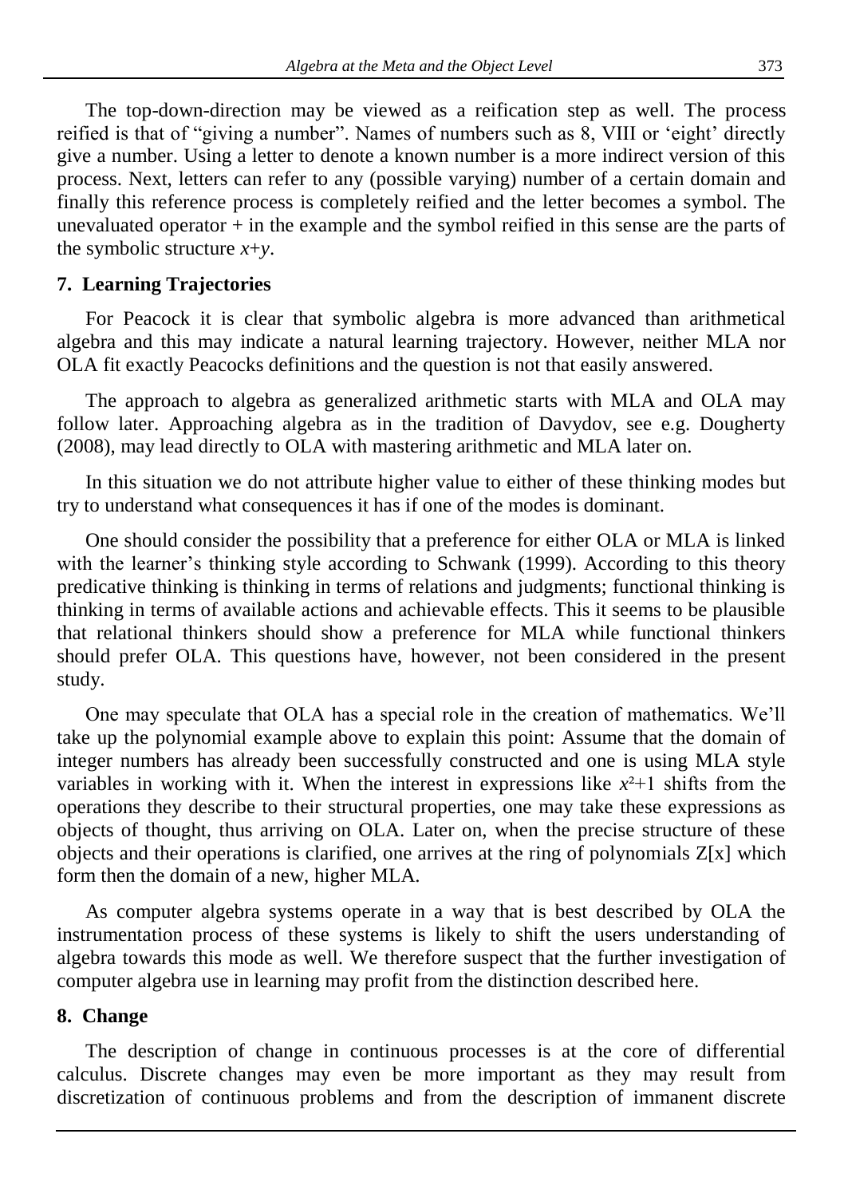The top-down-direction may be viewed as a reification step as well. The process reified is that of "giving a number". Names of numbers such as 8, VIII or 'eight' directly give a number. Using a letter to denote a known number is a more indirect version of this process. Next, letters can refer to any (possible varying) number of a certain domain and finally this reference process is completely reified and the letter becomes a symbol. The unevaluated operator + in the example and the symbol reified in this sense are the parts of the symbolic structure $x+y$.

## 7. Learning Trajectories

For Peacock it is clear that symbolic algebra is more advanced than arithmetical algebra and this may indicate a natural learning trajectory. However, neither MLA nor OLA fit exactly Peacocks definitions and the question is not that easily answered.

The approach to algebra as generalized arithmetic starts with MLA and OLA may follow later. Approaching algebra as in the tradition of Davydov, see e.g. Dougherty (2008), may lead directly to OLA with mastering arithmetic and MLA later on.

In this situation we do not attribute higher value to either of these thinking modes but try to understand what consequences it has if one of the modes is dominant.

One should consider the possibility that a preference for either OLA or MLA is linked with the learner's thinking style according to Schwank (1999). According to this theory predicative thinking is thinking in terms of relations and judgments; functional thinking is thinking in terms of available actions and achievable effects. This it seems to be plausible that relational thinkers should show a preference for MLA while functional thinkers should prefer OLA. This questions have, however, not been considered in the present study.

One may speculate that OLA has a special role in the creation of mathematics. We'll take up the polynomial example above to explain this point: Assume that the domain of integer numbers has already been successfully constructed and one is using MLA style variables in working with it. When the interest in expressions like $x^2+1$ shifts from the operations they describe to their structural properties, one may take these expressions as objects of thought, thus arriving on OLA. Later on, when the precise structure of these objects and their operations is clarified, one arrives at the ring of polynomials Z[x] which form then the domain of a new, higher MLA.

As computer algebra systems operate in a way that is best described by OLA the instrumentation process of these systems is likely to shift the users understanding of algebra towards this mode as well. We therefore suspect that the further investigation of computer algebra use in learning may profit from the distinction described here.

## 8. Change

The description of change in continuous processes is at the core of differential calculus. Discrete changes may even be more important as they may result from discretization of continuous problems and from the description of immanent discrete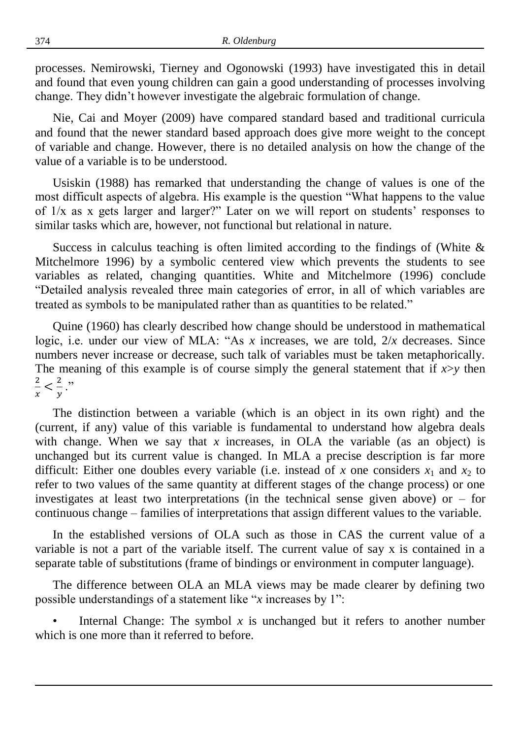processes. Nemirowski, Tierney and Ogonowski (1993) have investigated this in detail and found that even young children can gain a good understanding of processes involving change. They didn't however investigate the algebraic formulation of change.

Nie, Cai and Moyer (2009) have compared standard based and traditional curricula and found that the newer standard based approach does give more weight to the concept of variable and change. However, there is no detailed analysis on how the change of the value of a variable is to be understood.

Usiskin (1988) has remarked that understanding the change of values is one of the most difficult aspects of algebra. His example is the question "What happens to the value of 1/x as x gets larger and larger?" Later on we will report on students' responses to similar tasks which are, however, not functional but relational in nature.

Success in calculus teaching is often limited according to the findings of (White & Mitchelmore 1996) by a symbolic centered view which prevents the students to see variables as related, changing quantities. White and Mitchelmore (1996) conclude "Detailed analysis revealed three main categories of error, in all of which variables are treated as symbols to be manipulated rather than as quantities to be related."

Quine (1960) has clearly described how change should be understood in mathematical logic, i.e. under our view of MLA: "As $x$ increases, we are told, $2/x$ decreases. Since numbers never increase or decrease, such talk of variables must be taken metaphorically. The meaning of this example is of course simply the general statement that if $x>y$ then $\frac{2}{x}<\frac{2}{y}$."

The distinction between a variable (which is an object in its own right) and the (current, if any) value of this variable is fundamental to understand how algebra deals with change. When we say that $x$ increases, in OLA the variable (as an object) is unchanged but its current value is changed. In MLA a precise description is far more difficult: Either one doubles every variable (i.e. instead of $x$ one considers $x_1$ and $x_2$ to refer to two values of the same quantity at different stages of the change process) or one investigates at least two interpretations (in the technical sense given above) or – for continuous change – families of interpretations that assign different values to the variable.

In the established versions of OLA such as those in CAS the current value of a variable is not a part of the variable itself. The current value of say x is contained in a separate table of substitutions (frame of bindings or environment in computer language).

The difference between OLA an MLA views may be made clearer by defining two possible understandings of a statement like "$x$ increases by 1":

- Internal Change: The symbol $x$ is unchanged but it refers to another number which is one more than it referred to before.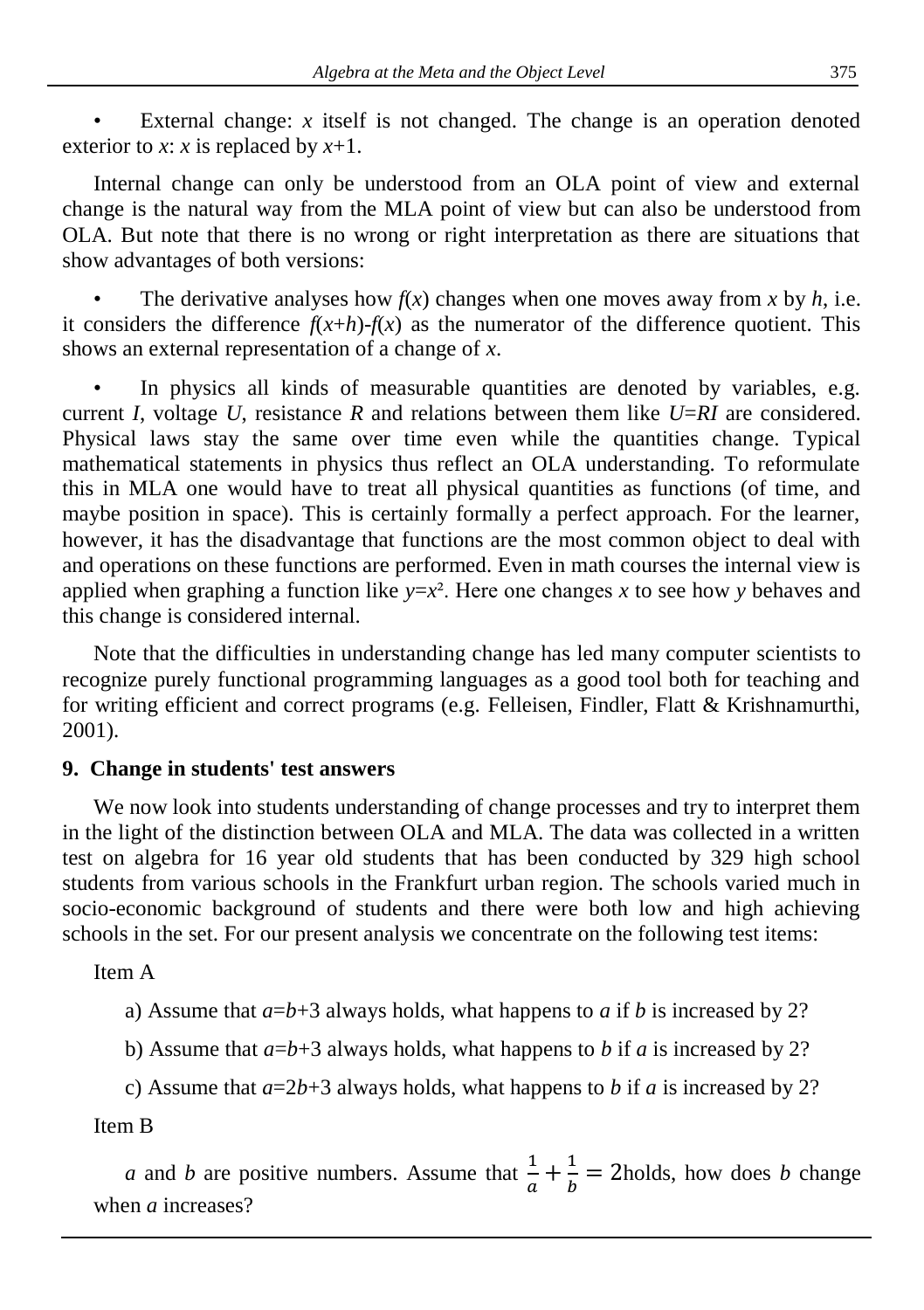- External change: $x$ itself is not changed. The change is an operation denoted exterior to $x$: $x$ is replaced by $x+1$.

Internal change can only be understood from an OLA point of view and external change is the natural way from the MLA point of view but can also be understood from OLA. But note that there is no wrong or right interpretation as there are situations that show advantages of both versions:

- The derivative analyses how $f(x)$ changes when one moves away from $x$ by $h$, i.e. it considers the difference $f(x+h)-f(x)$ as the numerator of the difference quotient. This shows an external representation of a change of $x$.

- In physics all kinds of measurable quantities are denoted by variables, e.g. current $I$, voltage $U$, resistance $R$ and relations between them like $U=RI$ are considered. Physical laws stay the same over time even while the quantities change. Typical mathematical statements in physics thus reflect an OLA understanding. To reformulate this in MLA one would have to treat all physical quantities as functions (of time, and maybe position in space). This is certainly formally a perfect approach. For the learner, however, it has the disadvantage that functions are the most common object to deal with and operations on these functions are performed. Even in math courses the internal view is applied when graphing a function like $y=x^2$. Here one changes $x$ to see how $y$ behaves and this change is considered internal.

Note that the difficulties in understanding change has led many computer scientists to recognize purely functional programming languages as a good tool both for teaching and for writing efficient and correct programs (e.g. Felleisen, Findler, Flatt & Krishnamurthi, 2001).

## 9. Change in students' test answers

We now look into students understanding of change processes and try to interpret them in the light of the distinction between OLA and MLA. The data was collected in a written test on algebra for 16 year old students that has been conducted by 329 high school students from various schools in the Frankfurt urban region. The schools varied much in socio-economic background of students and there were both low and high achieving schools in the set. For our present analysis we concentrate on the following test items:

Item A

a) Assume that $a=b+3$ always holds, what happens to $a$ if $b$ is increased by 2?

b) Assume that $a=b+3$ always holds, what happens to $b$ if $a$ is increased by 2?

c) Assume that $a=2b+3$ always holds, what happens to $b$ if $a$ is increased by 2?

Item B

$a$ and $b$ are positive numbers. Assume that $\frac{1}{a}+\frac{1}{b}=2$ holds, how does $b$ change when $a$ increases?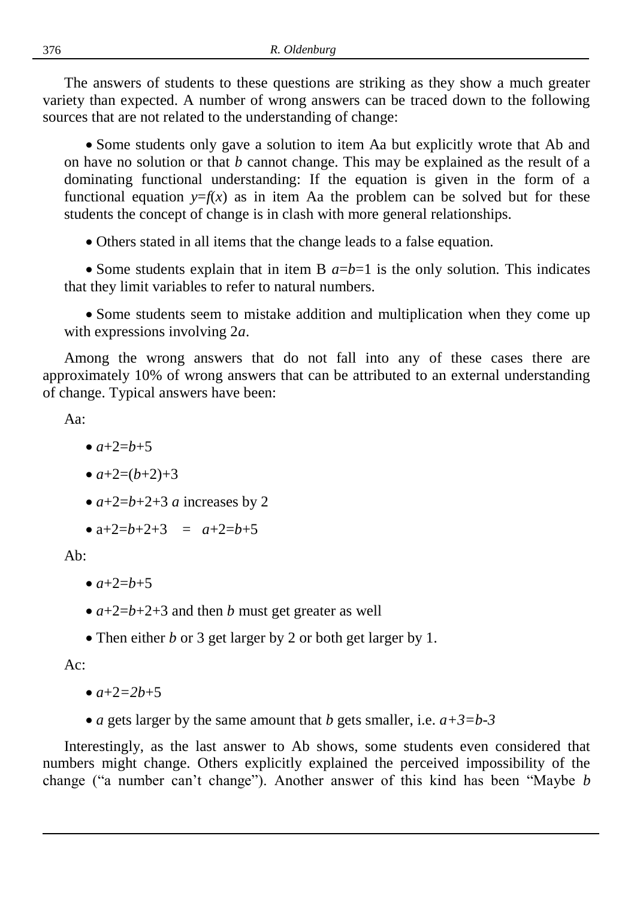The answers of students to these questions are striking as they show a much greater variety than expected. A number of wrong answers can be traced down to the following sources that are not related to the understanding of change:

- Some students only gave a solution to item Aa but explicitly wrote that Ab and on have no solution or that $b$ cannot change. This may be explained as the result of a dominating functional understanding: If the equation is given in the form of a functional equation $y=f(x)$ as in item Aa the problem can be solved but for these students the concept of change is in clash with more general relationships.

- Others stated in all items that the change leads to a false equation.

- Some students explain that in item B $a=b=1$ is the only solution. This indicates that they limit variables to refer to natural numbers.

- Some students seem to mistake addition and multiplication when they come up with expressions involving $2a$.

Among the wrong answers that do not fall into any of these cases there are approximately 10% of wrong answers that can be attributed to an external understanding of change. Typical answers have been:

Aa:

- $a+2=b+5$
- $a+2=(b+2)+3$
- $a+2=b+2+3$ $a$ increases by 2
- $a+2=b+2+3 \quad = \quad a+2=b+5$

Ab:

- $a+2=b+5$
- $a+2=b+2+3$ and then $b$ must get greater as well
- Then either $b$ or 3 get larger by 2 or both get larger by 1.

Ac:

- $a+2=2b+5$
- $a$ gets larger by the same amount that $b$ gets smaller, i.e. $a+3=b-3$

Interestingly, as the last answer to Ab shows, some students even considered that numbers might change. Others explicitly explained the perceived impossibility of the change (“a number can’t change”). Another answer of this kind has been “Maybe $b$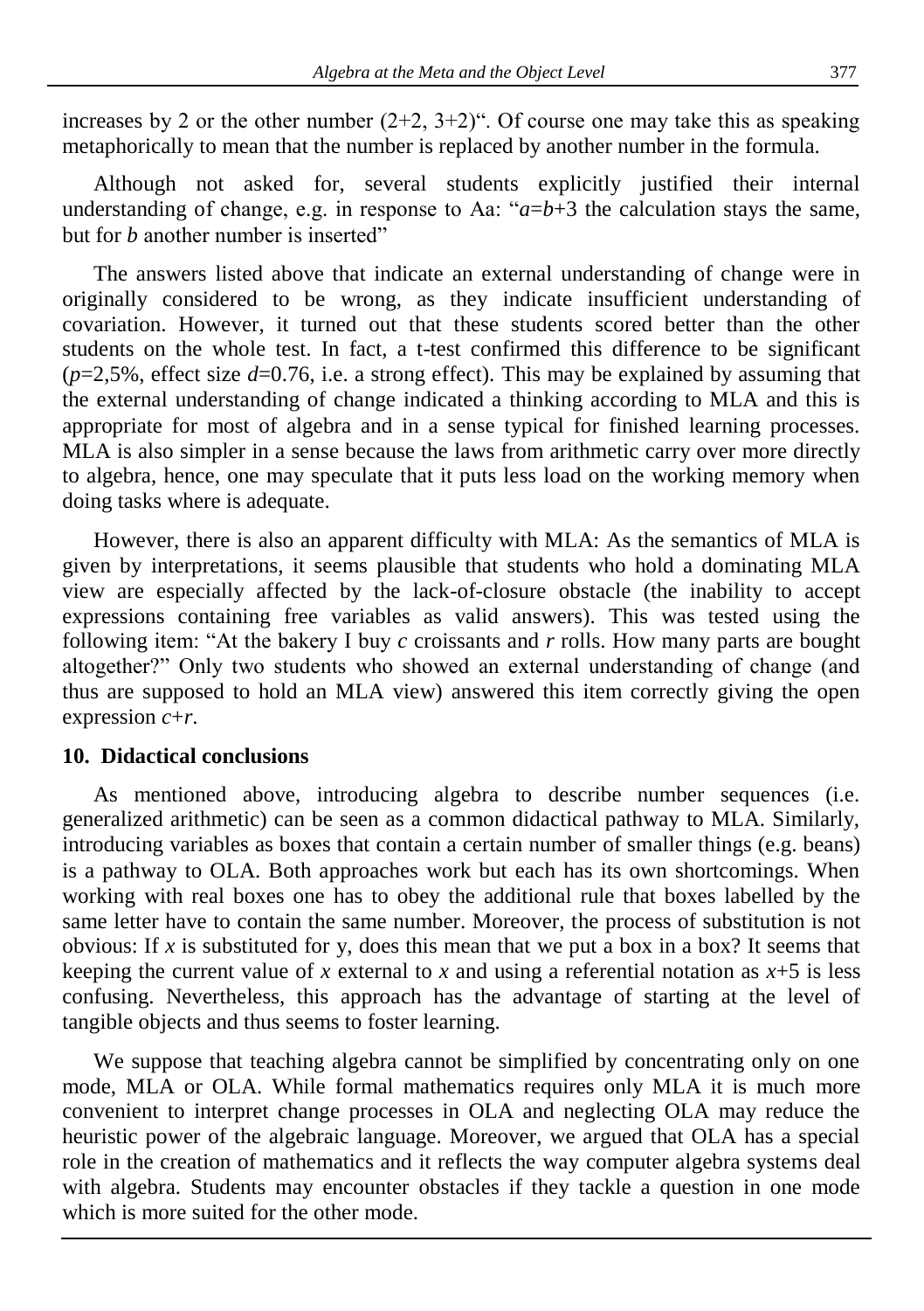increases by 2 or the other number (2+2, 3+2)". Of course one may take this as speaking metaphorically to mean that the number is replaced by another number in the formula.

Although not asked for, several students explicitly justified their internal understanding of change, e.g. in response to Aa: "$a$=$b$+3 the calculation stays the same, but for $b$ another number is inserted"

The answers listed above that indicate an external understanding of change were in originally considered to be wrong, as they indicate insufficient understanding of covariation. However, it turned out that these students scored better than the other students on the whole test. In fact, a t-test confirmed this difference to be significant ($p$=2,5%, effect size $d$=0.76, i.e. a strong effect). This may be explained by assuming that the external understanding of change indicated a thinking according to MLA and this is appropriate for most of algebra and in a sense typical for finished learning processes. MLA is also simpler in a sense because the laws from arithmetic carry over more directly to algebra, hence, one may speculate that it puts less load on the working memory when doing tasks where is adequate.

However, there is also an apparent difficulty with MLA: As the semantics of MLA is given by interpretations, it seems plausible that students who hold a dominating MLA view are especially affected by the lack-of-closure obstacle (the inability to accept expressions containing free variables as valid answers). This was tested using the following item: "At the bakery I buy $c$ croissants and $r$ rolls. How many parts are bought altogether?" Only two students who showed an external understanding of change (and thus are supposed to hold an MLA view) answered this item correctly giving the open expression $c$+$r$.

## 10. Didactical conclusions

As mentioned above, introducing algebra to describe number sequences (i.e. generalized arithmetic) can be seen as a common didactical pathway to MLA. Similarly, introducing variables as boxes that contain a certain number of smaller things (e.g. beans) is a pathway to OLA. Both approaches work but each has its own shortcomings. When working with real boxes one has to obey the additional rule that boxes labelled by the same letter have to contain the same number. Moreover, the process of substitution is not obvious: If $x$ is substituted for y, does this mean that we put a box in a box? It seems that keeping the current value of $x$ external to $x$ and using a referential notation as $x$+5 is less confusing. Nevertheless, this approach has the advantage of starting at the level of tangible objects and thus seems to foster learning.

We suppose that teaching algebra cannot be simplified by concentrating only on one mode, MLA or OLA. While formal mathematics requires only MLA it is much more convenient to interpret change processes in OLA and neglecting OLA may reduce the heuristic power of the algebraic language. Moreover, we argued that OLA has a special role in the creation of mathematics and it reflects the way computer algebra systems deal with algebra. Students may encounter obstacles if they tackle a question in one mode which is more suited for the other mode.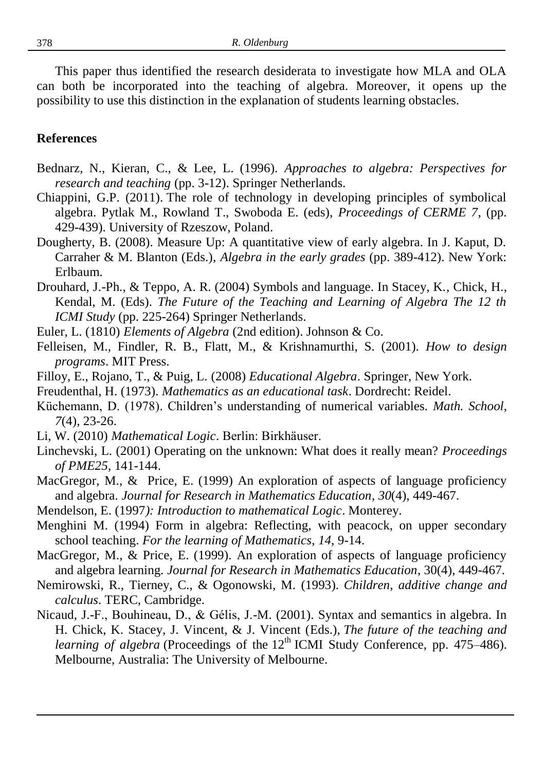This paper thus identified the research desiderata to investigate how MLA and OLA can both be incorporated into the teaching of algebra. Moreover, it opens up the possibility to use this distinction in the explanation of students learning obstacles.

## References

Bednarz, N., Kieran, C., & Lee, L. (1996). *Approaches to algebra: Perspectives for research and teaching* (pp. 3-12). Springer Netherlands.

Chiappini, G.P. (2011). The role of technology in developing principles of symbolical algebra. Pytlak M., Rowland T., Swoboda E. (eds), *Proceedings of CERME 7*, (pp. 429-439). University of Rzeszow, Poland.

Dougherty, B. (2008). Measure Up: A quantitative view of early algebra. In J. Kaput, D. Carraher & M. Blanton (Eds.), *Algebra in the early grades* (pp. 389-412). New York: Erlbaum.

Drouhard, J.-Ph., & Teppo, A. R. (2004) Symbols and language. In Stacey, K., Chick, H., Kendal, M. (Eds). *The Future of the Teaching and Learning of Algebra The 12 th ICMI Study* (pp. 225-264) Springer Netherlands.

Euler, L. (1810) *Elements of Algebra* (2nd edition). Johnson & Co.

Felleisen, M., Findler, R. B., Flatt, M., & Krishnamurthi, S. (2001). *How to design programs*. MIT Press.

Filloy, E., Rojano, T., & Puig, L. (2008) *Educational Algebra*. Springer, New York.

Freudenthal, H. (1973). *Mathematics as an educational task*. Dordrecht: Reidel.

Küchemann, D. (1978). Children's understanding of numerical variables. *Math. School*, *7*(4), 23-26.

Li, W. (2010) *Mathematical Logic*. Berlin: Birkhäuser.

Linchevski, L. (2001) Operating on the unknown: What does it really mean? *Proceedings of PME25*, 141-144.

MacGregor, M., & Price, E. (1999) An exploration of aspects of language proficiency and algebra. *Journal for Research in Mathematics Education*, *30*(4), 449-467.

Mendelson, E. (1997*): Introduction to mathematical Logic*. Monterey.

Menghini M. (1994) Form in algebra: Reflecting, with peacock, on upper secondary school teaching. *For the learning of Mathematics*, *14*, 9-14.

MacGregor, M., & Price, E. (1999). An exploration of aspects of language proficiency and algebra learning. *Journal for Research in Mathematics Education*, 30(4), 449-467.

Nemirowski, R., Tierney, C., & Ogonowski, M. (1993). *Children, additive change and calculus*. TERC, Cambridge.

Nicaud, J.-F., Bouhineau, D., & Gélis, J.-M. (2001). Syntax and semantics in algebra. In H. Chick, K. Stacey, J. Vincent, & J. Vincent (Eds.), *The future of the teaching and learning of algebra* (Proceedings of the 12th ICMI Study Conference, pp. 475–486). Melbourne, Australia: The University of Melbourne.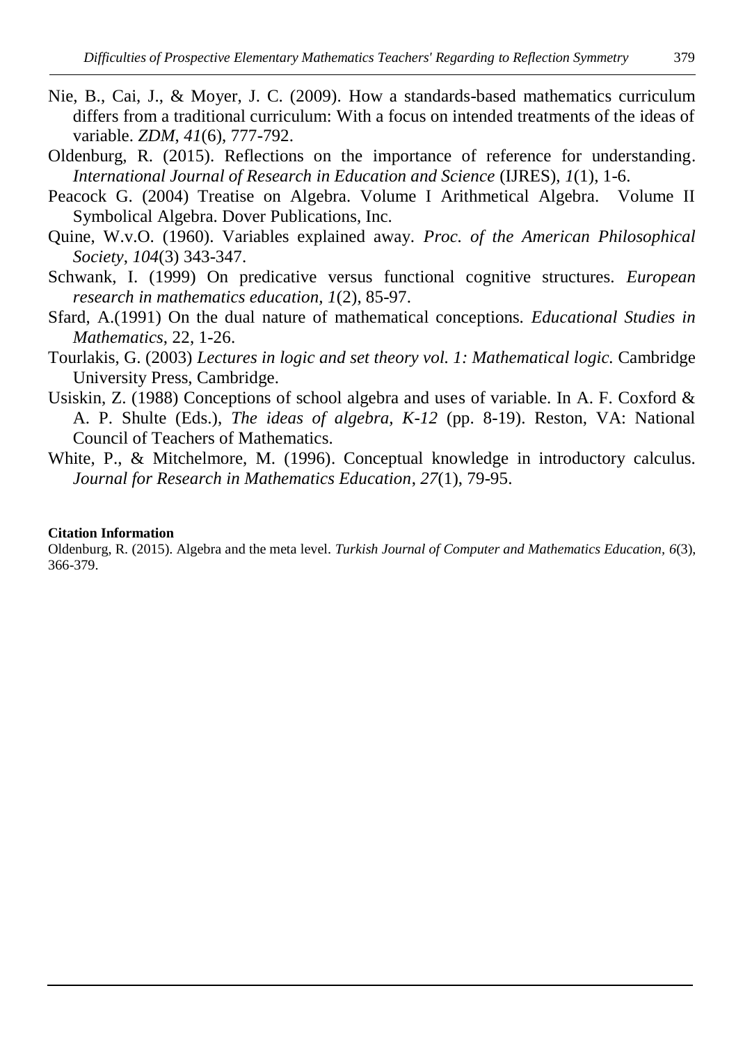Nie, B., Cai, J., & Moyer, J. C. (2009). How a standards-based mathematics curriculum differs from a traditional curriculum: With a focus on intended treatments of the ideas of variable. *ZDM*, *41*(6), 777-792.

Oldenburg, R. (2015). Reflections on the importance of reference for understanding. *International Journal of Research in Education and Science* (IJRES), *1*(1), 1-6.

Peacock G. (2004) Treatise on Algebra. Volume I Arithmetical Algebra. Volume II Symbolical Algebra. Dover Publications, Inc.

Quine, W.v.O. (1960). Variables explained away. *Proc. of the American Philosophical Society*, *104*(3) 343-347.

Schwank, I. (1999) On predicative versus functional cognitive structures. *European research in mathematics education*, *1*(2), 85-97.

Sfard, A.(1991) On the dual nature of mathematical conceptions. *Educational Studies in Mathematics*, 22, 1-26.

Tourlakis, G. (2003) *Lectures in logic and set theory vol. 1: Mathematical logic*. Cambridge University Press, Cambridge.

Usiskin, Z. (1988) Conceptions of school algebra and uses of variable. In A. F. Coxford & A. P. Shulte (Eds.), *The ideas of algebra, K-12* (pp. 8-19). Reston, VA: National Council of Teachers of Mathematics.

White, P., & Mitchelmore, M. (1996). Conceptual knowledge in introductory calculus. *Journal for Research in Mathematics Education*, *27*(1), 79-95.

**Citation Information**

Oldenburg, R. (2015). Algebra and the meta level. *Turkish Journal of Computer and Mathematics Education, 6*(3), 366-379.